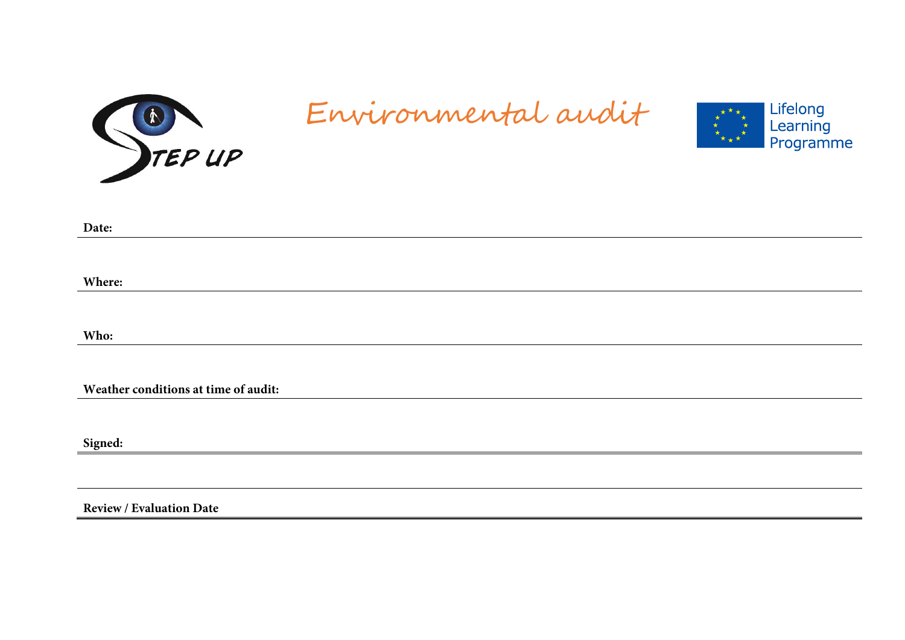TEP UP

# Environmental audit

Lifelong Learning Programme

**Date:**

**Where:**

**Who:**

**Weather conditions at time of audit:**

**Signed:**

**Review / Evaluation Date**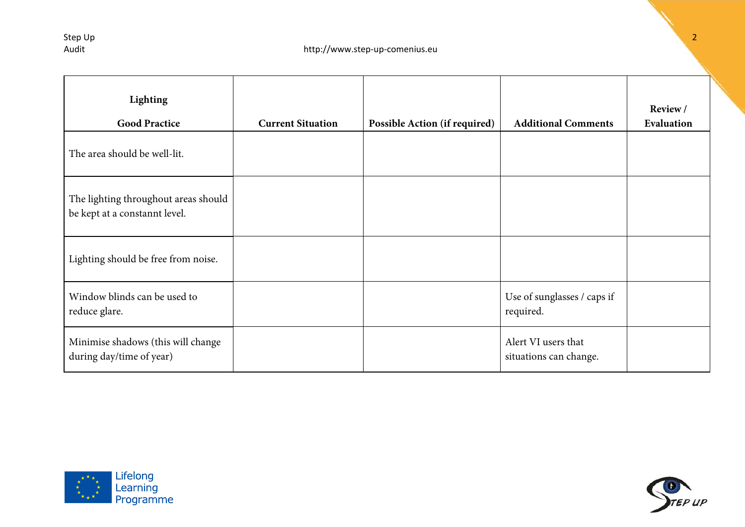| Lighting<br><br>Good Practice | Current Situation | Possible Action (if required) | Additional Comments | Review / Evaluation |
|---|---|---|---|---|
| The area should be well-lit. | | | | |
| The lighting throughout areas should be kept at a constannt level. | | | | |
| Lighting should be free from noise. | | | | |
| Window blinds can be used to reduce glare. | | | Use of sunglasses / caps if required. | |
| Minimise shadows (this will change during day/time of year) | | | Alert VI users that situations can change. | |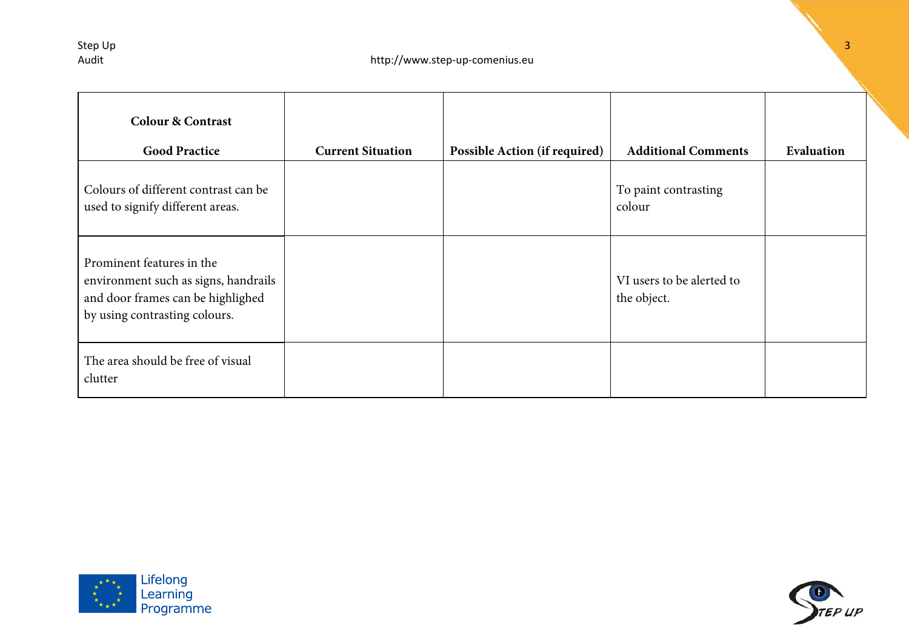| Colour & Contrast<br><br>Good Practice | Current Situation | Possible Action (if required) | Additional Comments | Evaluation |
|---|---|---|---|---|
| Colours of different contrast can be used to signify different areas. | | | To paint contrasting colour | |
| Prominent features in the environment such as signs, handrails and door frames can be highlighed by using contrasting colours. | | | VI users to be alerted to the object. | |
| The area should be free of visual clutter | | | | |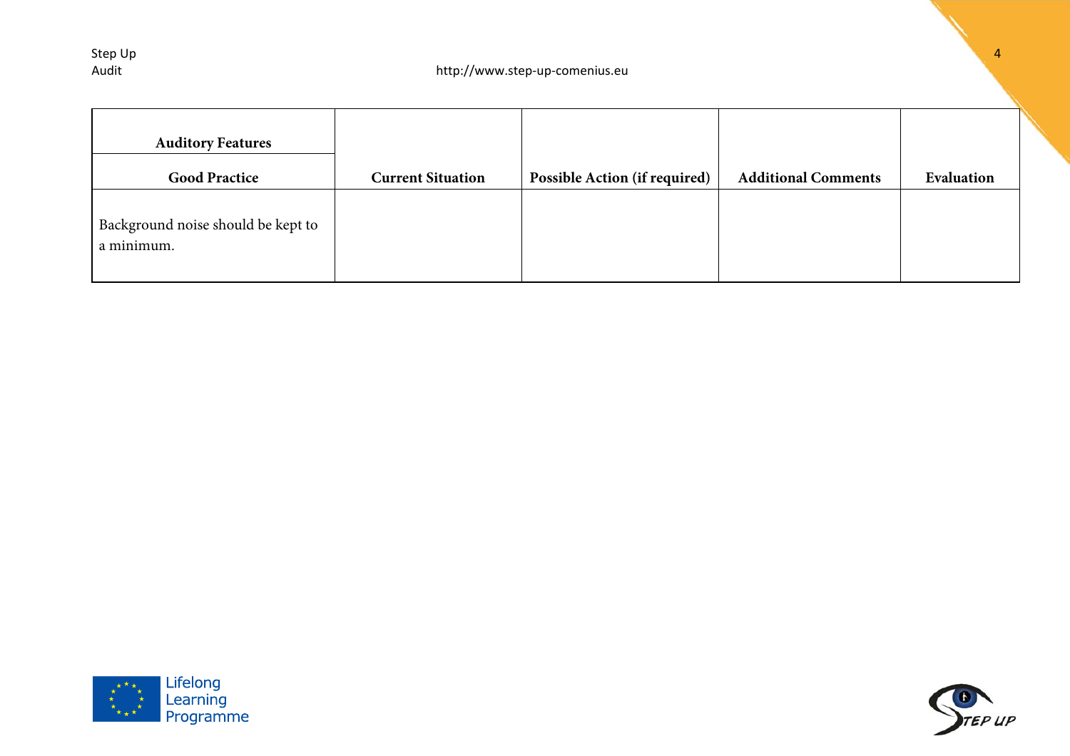| Auditory Features | | | | |
|---|---|---|---|---|
| **Good Practice** | **Current Situation** | **Possible Action (if required)** | **Additional Comments** | **Evaluation** |
| Background noise should be kept to a minimum. | | | | |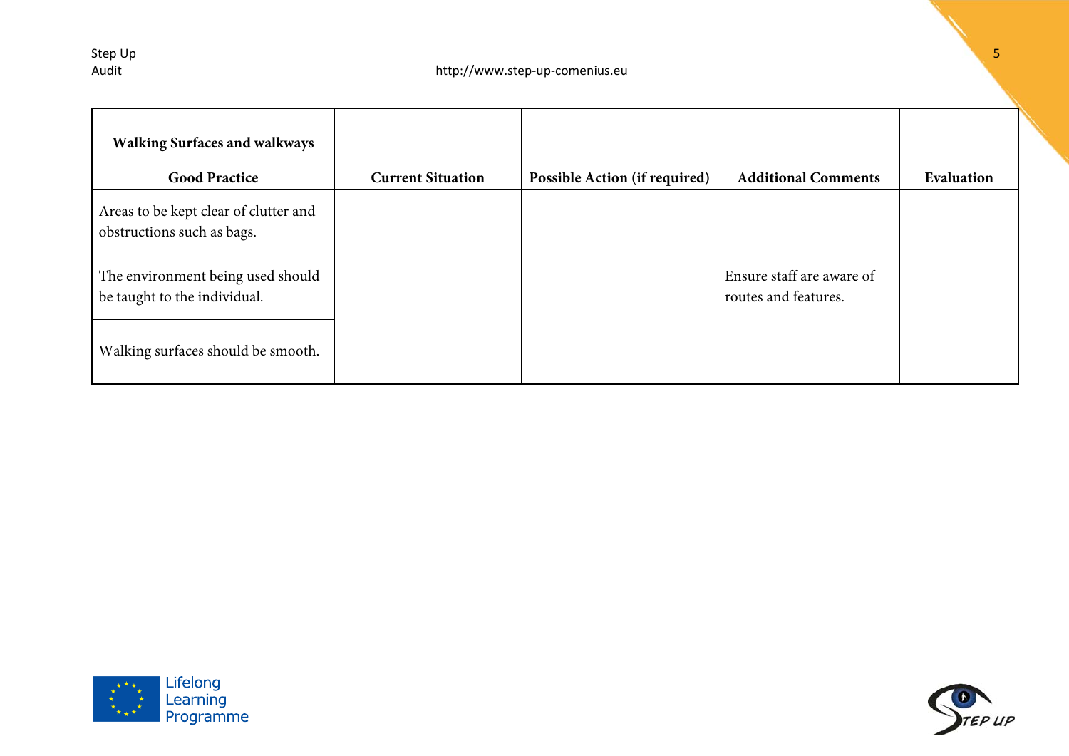| Walking Surfaces and walkways<br><br>Good Practice | Current Situation | Possible Action (if required) | Additional Comments | Evaluation |
|---|---|---|---|---|
| Areas to be kept clear of clutter and obstructions such as bags. | | | | |
| The environment being used should be taught to the individual. | | | Ensure staff are aware of routes and features. | |
| Walking surfaces should be smooth. | | | | |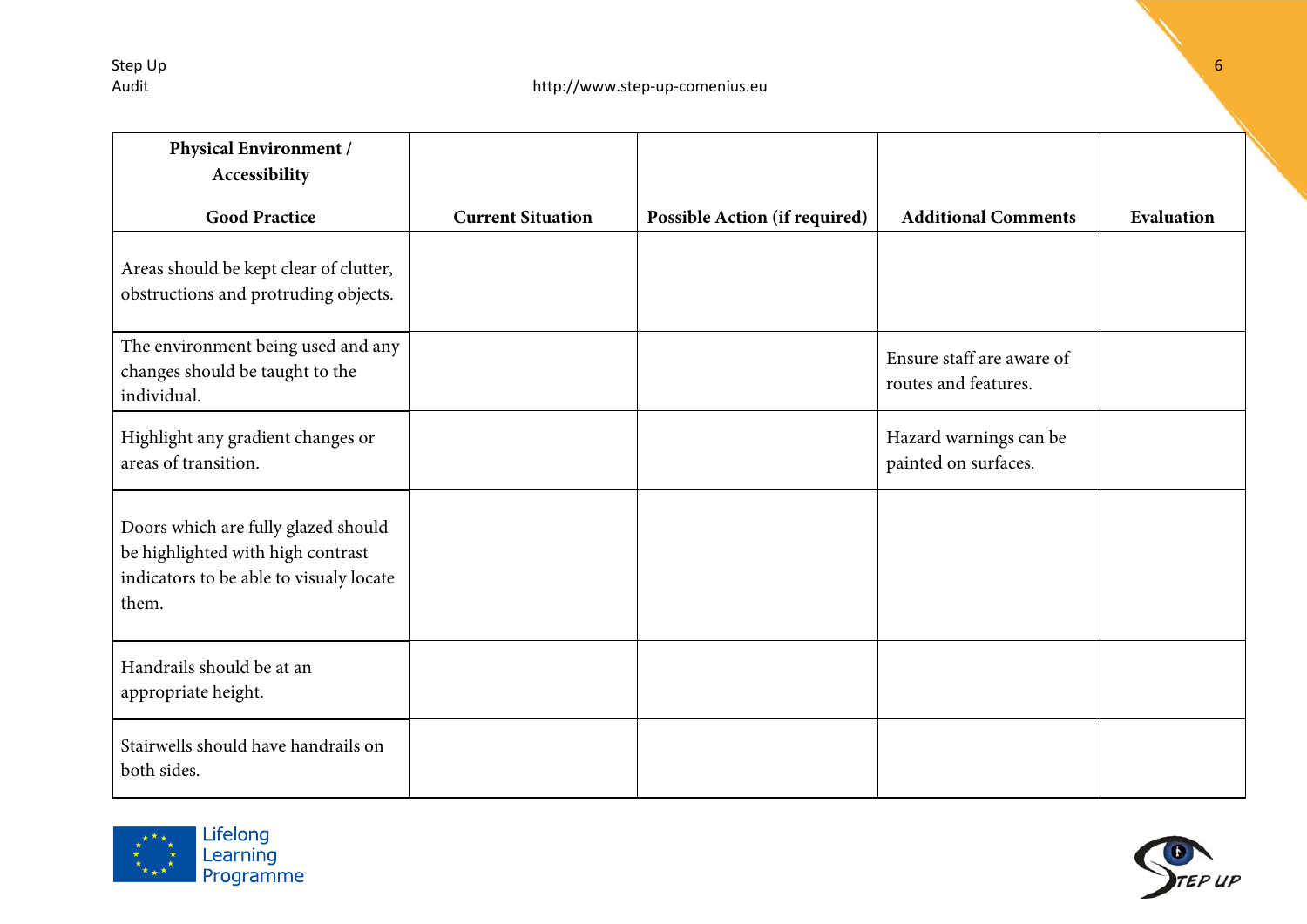| Physical Environment / Accessibility<br><br>Good Practice | Current Situation | Possible Action (if required) | Additional Comments | Evaluation |
|---|---|---|---|---|
| Areas should be kept clear of clutter, obstructions and protruding objects. | | | | |
| The environment being used and any changes should be taught to the individual. | | | Ensure staff are aware of routes and features. | |
| Highlight any gradient changes or areas of transition. | | | Hazard warnings can be painted on surfaces. | |
| Doors which are fully glazed should be highlighted with high contrast indicators to be able to visualy locate them. | | | | |
| Handrails should be at an appropriate height. | | | | |
| Stairwells should have handrails on both sides. | | | | |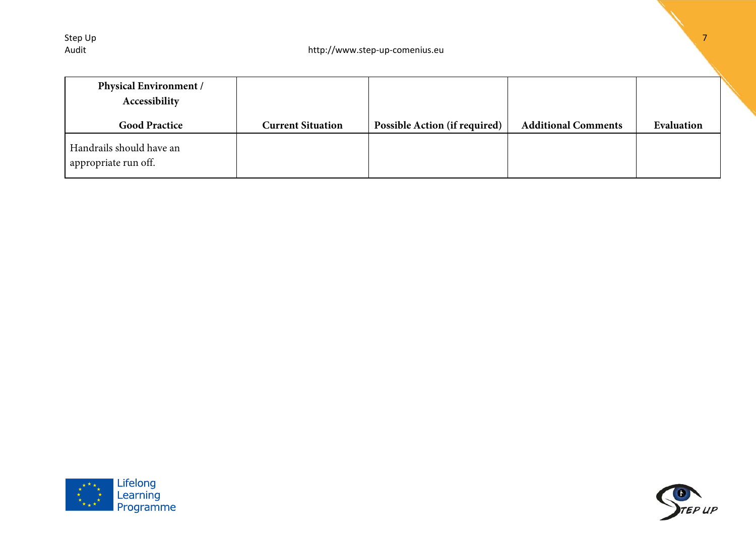| Physical Environment / Accessibility<br><br>Good Practice | Current Situation | Possible Action (if required) | Additional Comments | Evaluation |
|---|---|---|---|---|
| Handrails should have an appropriate run off. | | | | |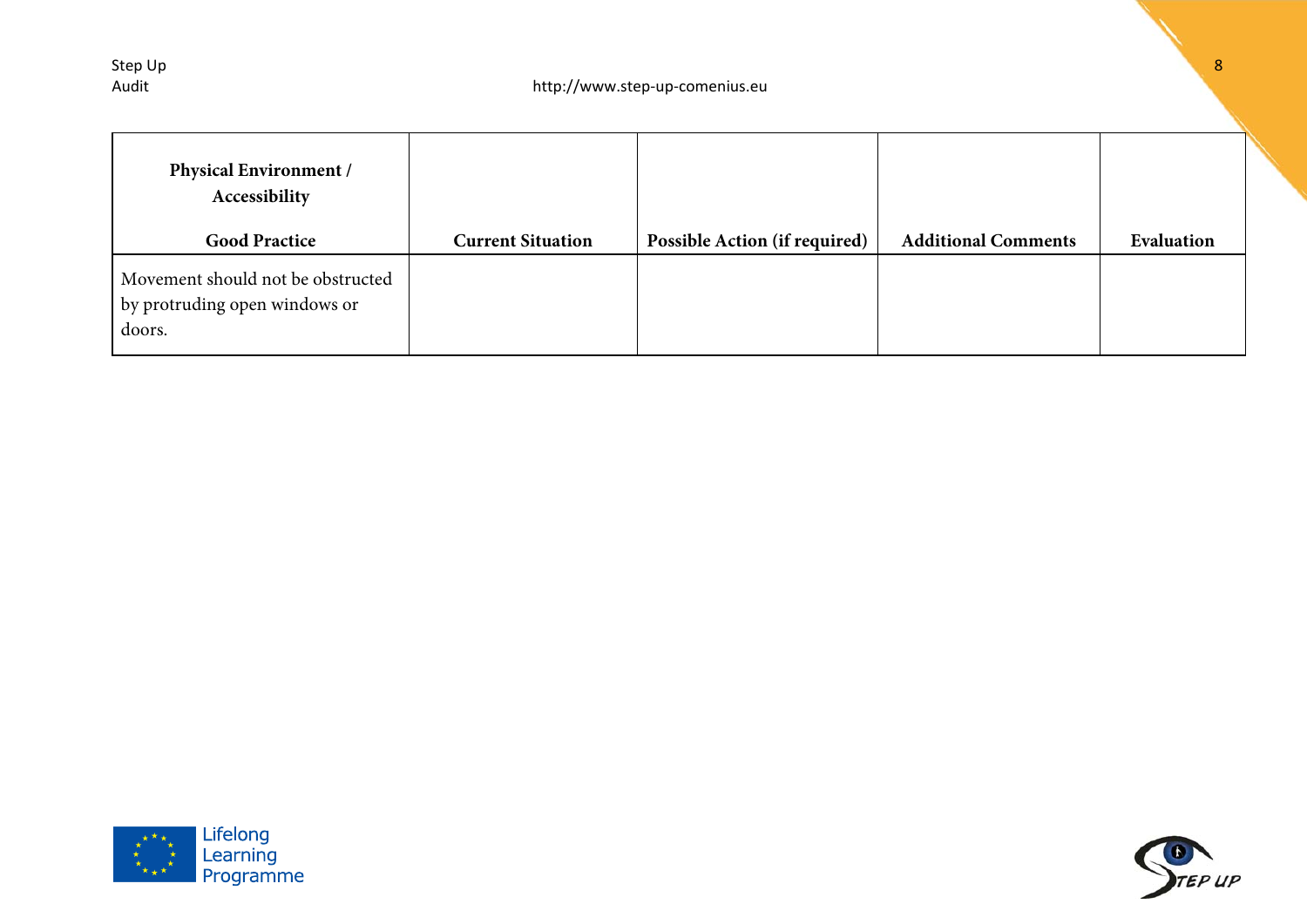| Physical Environment / Accessibility<br><br>Good Practice | Current Situation | Possible Action (if required) | Additional Comments | Evaluation |
|---|---|---|---|---|
| Movement should not be obstructed by protruding open windows or doors. | | | | |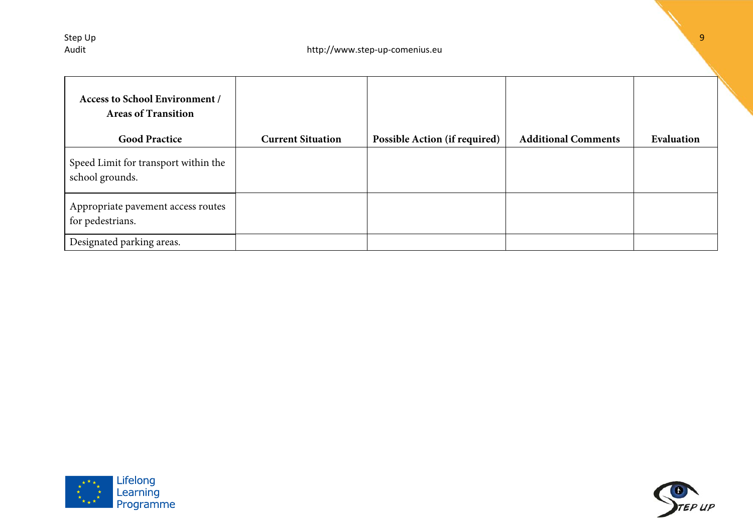| Access to School Environment / Areas of Transition<br><br>Good Practice | Current Situation | Possible Action (if required) | Additional Comments | Evaluation |
|---|---|---|---|---|
| Speed Limit for transport within the school grounds. | | | | |
| Appropriate pavement access routes for pedestrians. | | | | |
| Designated parking areas. | | | | |